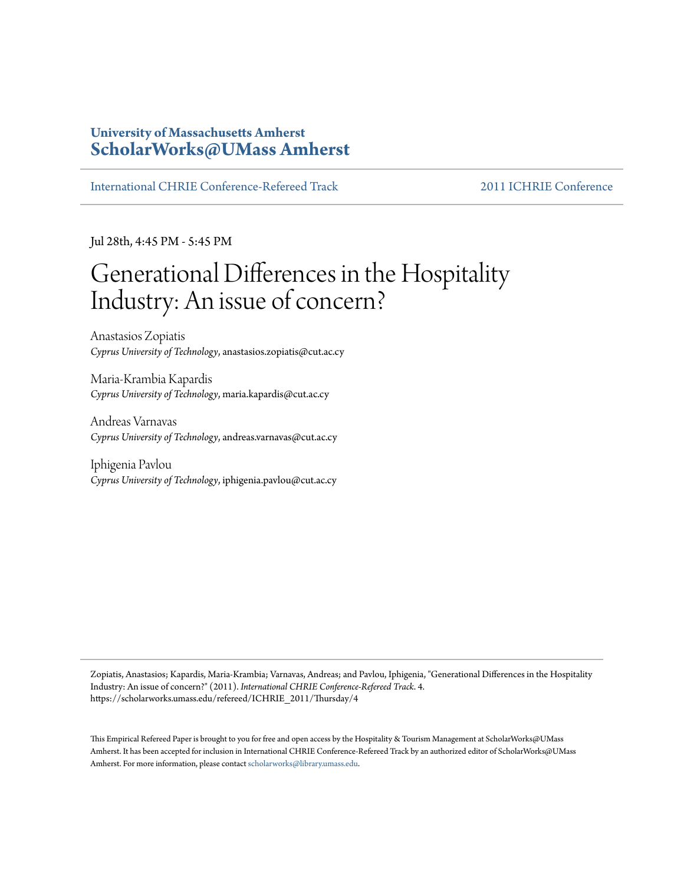University of Massachusetts Amherst
**ScholarWorks@UMass Amherst**

International CHRIE Conference-Refereed Track | 2011 ICHRIE Conference

Jul 28th, 4:45 PM - 5:45 PM

# Generational Differences in the Hospitality Industry: An issue of concern?

Anastasios Zopiatis
*Cyprus University of Technology*, anastasios.zopiatis@cut.ac.cy

Maria-Krambia Kapardis
*Cyprus University of Technology*, maria.kapardis@cut.ac.cy

Andreas Varnavas
*Cyprus University of Technology*, andreas.varnavas@cut.ac.cy

Iphigenia Pavlou
*Cyprus University of Technology*, iphigenia.pavlou@cut.ac.cy

Zopiatis, Anastasios; Kapardis, Maria-Krambia; Varnavas, Andreas; and Pavlou, Iphigenia, "Generational Differences in the Hospitality Industry: An issue of concern?" (2011). *International CHRIE Conference-Refereed Track*. 4.
https://scholarworks.umass.edu/refereed/ICHRIE_2011/Thursday/4

This Empirical Refereed Paper is brought to you for free and open access by the Hospitality & Tourism Management at ScholarWorks@UMass Amherst. It has been accepted for inclusion in International CHRIE Conference-Refereed Track by an authorized editor of ScholarWorks@UMass Amherst. For more information, please contact scholarworks@library.umass.edu.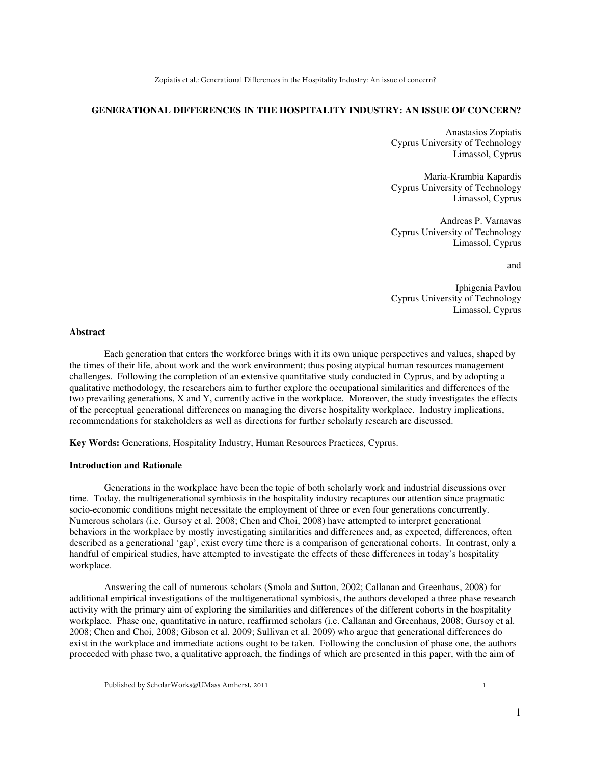# GENERATIONAL DIFFERENCES IN THE HOSPITALITY INDUSTRY: AN ISSUE OF CONCERN?

Anastasios Zopiatis
Cyprus University of Technology
Limassol, Cyprus

Maria-Krambia Kapardis
Cyprus University of Technology
Limassol, Cyprus

Andreas P. Varnavas
Cyprus University of Technology
Limassol, Cyprus

and

Iphigenia Pavlou
Cyprus University of Technology
Limassol, Cyprus

## Abstract

Each generation that enters the workforce brings with it its own unique perspectives and values, shaped by the times of their life, about work and the work environment; thus posing atypical human resources management challenges. Following the completion of an extensive quantitative study conducted in Cyprus, and by adopting a qualitative methodology, the researchers aim to further explore the occupational similarities and differences of the two prevailing generations, X and Y, currently active in the workplace. Moreover, the study investigates the effects of the perceptual generational differences on managing the diverse hospitality workplace. Industry implications, recommendations for stakeholders as well as directions for further scholarly research are discussed.

**Key Words:** Generations, Hospitality Industry, Human Resources Practices, Cyprus.

## Introduction and Rationale

Generations in the workplace have been the topic of both scholarly work and industrial discussions over time. Today, the multigenerational symbiosis in the hospitality industry recaptures our attention since pragmatic socio-economic conditions might necessitate the employment of three or even four generations concurrently. Numerous scholars (i.e. Gursoy et al. 2008; Chen and Choi, 2008) have attempted to interpret generational behaviors in the workplace by mostly investigating similarities and differences and, as expected, differences, often described as a generational 'gap', exist every time there is a comparison of generational cohorts. In contrast, only a handful of empirical studies, have attempted to investigate the effects of these differences in today's hospitality workplace.

Answering the call of numerous scholars (Smola and Sutton, 2002; Callanan and Greenhaus, 2008) for additional empirical investigations of the multigenerational symbiosis, the authors developed a three phase research activity with the primary aim of exploring the similarities and differences of the different cohorts in the hospitality workplace. Phase one, quantitative in nature, reaffirmed scholars (i.e. Callanan and Greenhaus, 2008; Gursoy et al. 2008; Chen and Choi, 2008; Gibson et al. 2009; Sullivan et al. 2009) who argue that generational differences do exist in the workplace and immediate actions ought to be taken. Following the conclusion of phase one, the authors proceeded with phase two, a qualitative approach, the findings of which are presented in this paper, with the aim of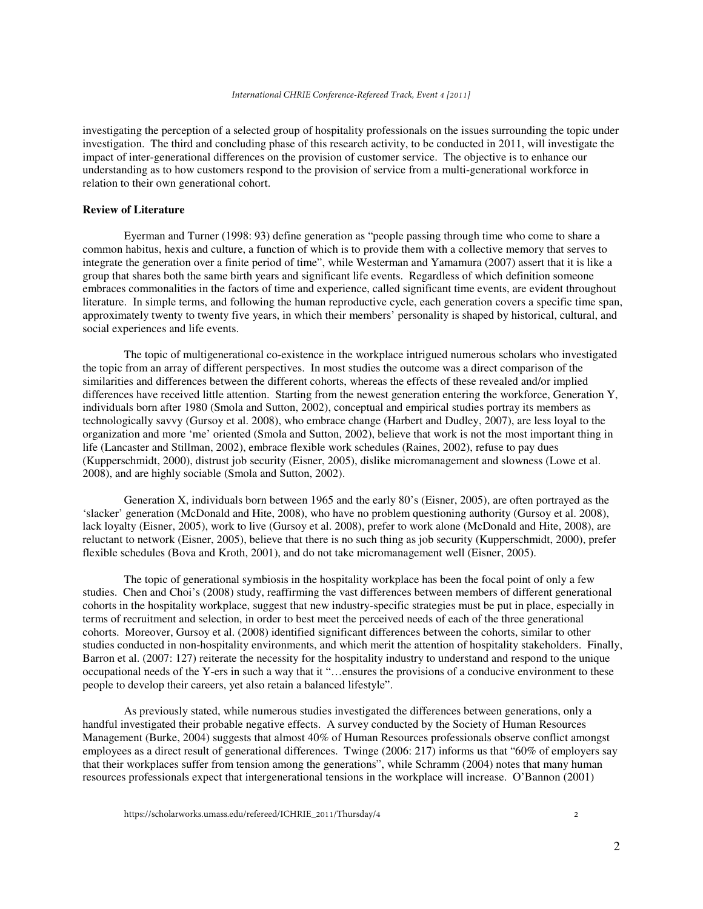investigating the perception of a selected group of hospitality professionals on the issues surrounding the topic under investigation. The third and concluding phase of this research activity, to be conducted in 2011, will investigate the impact of inter-generational differences on the provision of customer service. The objective is to enhance our understanding as to how customers respond to the provision of service from a multi-generational workforce in relation to their own generational cohort.

## Review of Literature

Eyerman and Turner (1998: 93) define generation as "people passing through time who come to share a common habitus, hexis and culture, a function of which is to provide them with a collective memory that serves to integrate the generation over a finite period of time", while Westerman and Yamamura (2007) assert that it is like a group that shares both the same birth years and significant life events. Regardless of which definition someone embraces commonalities in the factors of time and experience, called significant time events, are evident throughout literature. In simple terms, and following the human reproductive cycle, each generation covers a specific time span, approximately twenty to twenty five years, in which their members' personality is shaped by historical, cultural, and social experiences and life events.

The topic of multigenerational co-existence in the workplace intrigued numerous scholars who investigated the topic from an array of different perspectives. In most studies the outcome was a direct comparison of the similarities and differences between the different cohorts, whereas the effects of these revealed and/or implied differences have received little attention. Starting from the newest generation entering the workforce, Generation Y, individuals born after 1980 (Smola and Sutton, 2002), conceptual and empirical studies portray its members as technologically savvy (Gursoy et al. 2008), who embrace change (Harbert and Dudley, 2007), are less loyal to the organization and more 'me' oriented (Smola and Sutton, 2002), believe that work is not the most important thing in life (Lancaster and Stillman, 2002), embrace flexible work schedules (Raines, 2002), refuse to pay dues (Kupperschmidt, 2000), distrust job security (Eisner, 2005), dislike micromanagement and slowness (Lowe et al. 2008), and are highly sociable (Smola and Sutton, 2002).

Generation X, individuals born between 1965 and the early 80's (Eisner, 2005), are often portrayed as the 'slacker' generation (McDonald and Hite, 2008), who have no problem questioning authority (Gursoy et al. 2008), lack loyalty (Eisner, 2005), work to live (Gursoy et al. 2008), prefer to work alone (McDonald and Hite, 2008), are reluctant to network (Eisner, 2005), believe that there is no such thing as job security (Kupperschmidt, 2000), prefer flexible schedules (Bova and Kroth, 2001), and do not take micromanagement well (Eisner, 2005).

The topic of generational symbiosis in the hospitality workplace has been the focal point of only a few studies. Chen and Choi's (2008) study, reaffirming the vast differences between members of different generational cohorts in the hospitality workplace, suggest that new industry-specific strategies must be put in place, especially in terms of recruitment and selection, in order to best meet the perceived needs of each of the three generational cohorts. Moreover, Gursoy et al. (2008) identified significant differences between the cohorts, similar to other studies conducted in non-hospitality environments, and which merit the attention of hospitality stakeholders. Finally, Barron et al. (2007: 127) reiterate the necessity for the hospitality industry to understand and respond to the unique occupational needs of the Y-ers in such a way that it "…ensures the provisions of a conducive environment to these people to develop their careers, yet also retain a balanced lifestyle".

As previously stated, while numerous studies investigated the differences between generations, only a handful investigated their probable negative effects. A survey conducted by the Society of Human Resources Management (Burke, 2004) suggests that almost 40% of Human Resources professionals observe conflict amongst employees as a direct result of generational differences. Twinge (2006: 217) informs us that "60% of employers say that their workplaces suffer from tension among the generations", while Schramm (2004) notes that many human resources professionals expect that intergenerational tensions in the workplace will increase. O'Bannon (2001)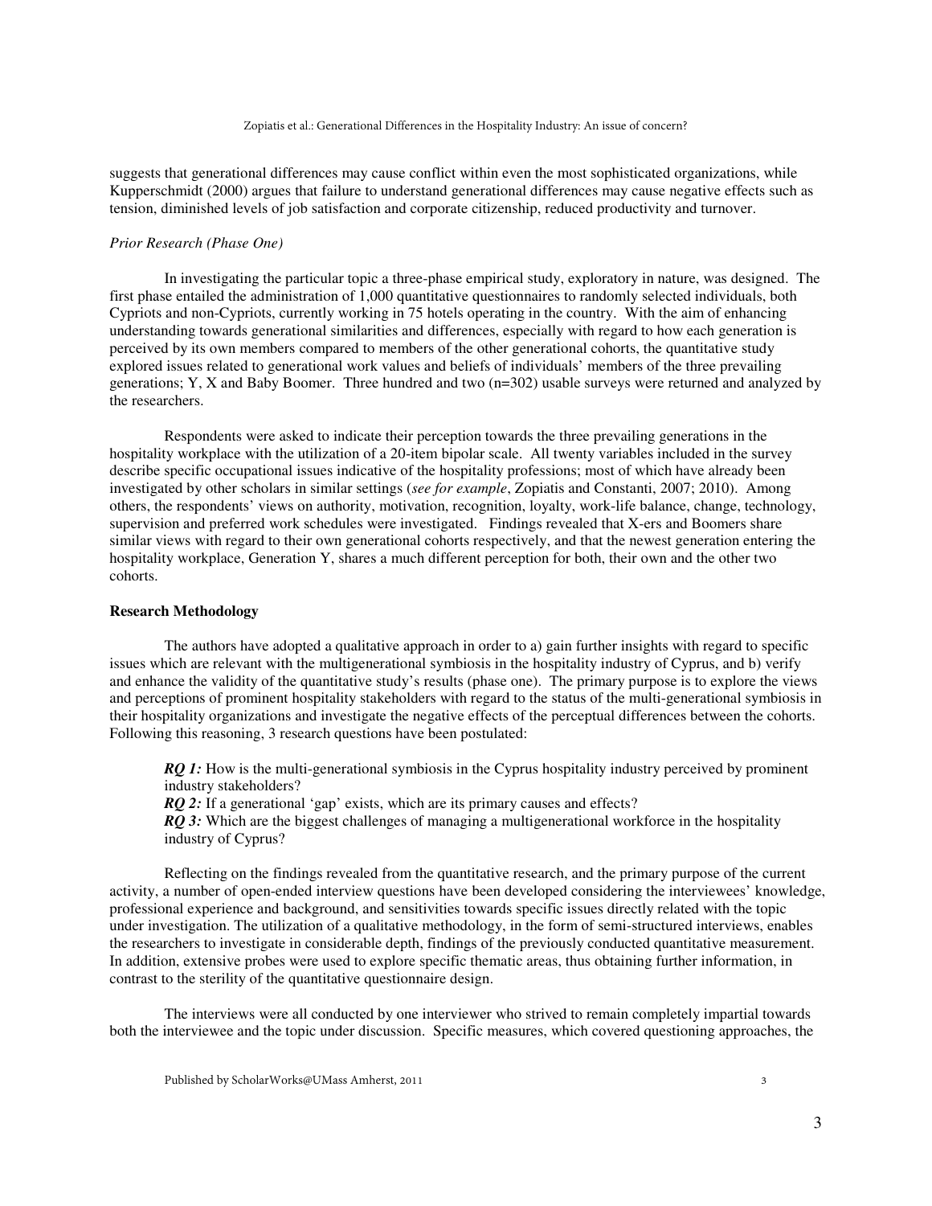suggests that generational differences may cause conflict within even the most sophisticated organizations, while Kupperschmidt (2000) argues that failure to understand generational differences may cause negative effects such as tension, diminished levels of job satisfaction and corporate citizenship, reduced productivity and turnover.

*Prior Research (Phase One)*

In investigating the particular topic a three-phase empirical study, exploratory in nature, was designed. The first phase entailed the administration of 1,000 quantitative questionnaires to randomly selected individuals, both Cypriots and non-Cypriots, currently working in 75 hotels operating in the country. With the aim of enhancing understanding towards generational similarities and differences, especially with regard to how each generation is perceived by its own members compared to members of the other generational cohorts, the quantitative study explored issues related to generational work values and beliefs of individuals' members of the three prevailing generations; Y, X and Baby Boomer. Three hundred and two (n=302) usable surveys were returned and analyzed by the researchers.

Respondents were asked to indicate their perception towards the three prevailing generations in the hospitality workplace with the utilization of a 20-item bipolar scale. All twenty variables included in the survey describe specific occupational issues indicative of the hospitality professions; most of which have already been investigated by other scholars in similar settings (*see for example*, Zopiatis and Constanti, 2007; 2010). Among others, the respondents' views on authority, motivation, recognition, loyalty, work-life balance, change, technology, supervision and preferred work schedules were investigated. Findings revealed that X-ers and Boomers share similar views with regard to their own generational cohorts respectively, and that the newest generation entering the hospitality workplace, Generation Y, shares a much different perception for both, their own and the other two cohorts.

**Research Methodology**

The authors have adopted a qualitative approach in order to a) gain further insights with regard to specific issues which are relevant with the multigenerational symbiosis in the hospitality industry of Cyprus, and b) verify and enhance the validity of the quantitative study's results (phase one). The primary purpose is to explore the views and perceptions of prominent hospitality stakeholders with regard to the status of the multi-generational symbiosis in their hospitality organizations and investigate the negative effects of the perceptual differences between the cohorts. Following this reasoning, 3 research questions have been postulated:

***RQ 1:*** How is the multi-generational symbiosis in the Cyprus hospitality industry perceived by prominent industry stakeholders?
***RQ 2:*** If a generational 'gap' exists, which are its primary causes and effects?
***RQ 3:*** Which are the biggest challenges of managing a multigenerational workforce in the hospitality industry of Cyprus?

Reflecting on the findings revealed from the quantitative research, and the primary purpose of the current activity, a number of open-ended interview questions have been developed considering the interviewees' knowledge, professional experience and background, and sensitivities towards specific issues directly related with the topic under investigation. The utilization of a qualitative methodology, in the form of semi-structured interviews, enables the researchers to investigate in considerable depth, findings of the previously conducted quantitative measurement. In addition, extensive probes were used to explore specific thematic areas, thus obtaining further information, in contrast to the sterility of the quantitative questionnaire design.

The interviews were all conducted by one interviewer who strived to remain completely impartial towards both the interviewee and the topic under discussion. Specific measures, which covered questioning approaches, the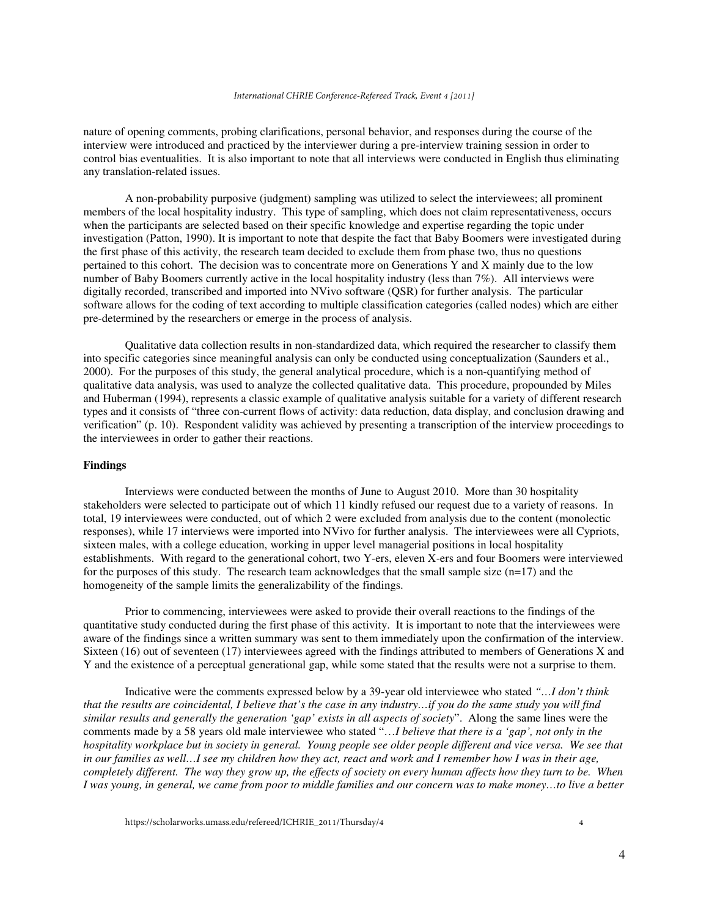nature of opening comments, probing clarifications, personal behavior, and responses during the course of the interview were introduced and practiced by the interviewer during a pre-interview training session in order to control bias eventualities. It is also important to note that all interviews were conducted in English thus eliminating any translation-related issues.

A non-probability purposive (judgment) sampling was utilized to select the interviewees; all prominent members of the local hospitality industry. This type of sampling, which does not claim representativeness, occurs when the participants are selected based on their specific knowledge and expertise regarding the topic under investigation (Patton, 1990). It is important to note that despite the fact that Baby Boomers were investigated during the first phase of this activity, the research team decided to exclude them from phase two, thus no questions pertained to this cohort. The decision was to concentrate more on Generations Y and X mainly due to the low number of Baby Boomers currently active in the local hospitality industry (less than 7%). All interviews were digitally recorded, transcribed and imported into NVivo software (QSR) for further analysis. The particular software allows for the coding of text according to multiple classification categories (called nodes) which are either pre-determined by the researchers or emerge in the process of analysis.

Qualitative data collection results in non-standardized data, which required the researcher to classify them into specific categories since meaningful analysis can only be conducted using conceptualization (Saunders et al., 2000). For the purposes of this study, the general analytical procedure, which is a non-quantifying method of qualitative data analysis, was used to analyze the collected qualitative data. This procedure, propounded by Miles and Huberman (1994), represents a classic example of qualitative analysis suitable for a variety of different research types and it consists of "three con-current flows of activity: data reduction, data display, and conclusion drawing and verification" (p. 10). Respondent validity was achieved by presenting a transcription of the interview proceedings to the interviewees in order to gather their reactions.

**Findings**

Interviews were conducted between the months of June to August 2010. More than 30 hospitality stakeholders were selected to participate out of which 11 kindly refused our request due to a variety of reasons. In total, 19 interviewees were conducted, out of which 2 were excluded from analysis due to the content (monolectic responses), while 17 interviews were imported into NVivo for further analysis. The interviewees were all Cypriots, sixteen males, with a college education, working in upper level managerial positions in local hospitality establishments. With regard to the generational cohort, two Y-ers, eleven X-ers and four Boomers were interviewed for the purposes of this study. The research team acknowledges that the small sample size (n=17) and the homogeneity of the sample limits the generalizability of the findings.

Prior to commencing, interviewees were asked to provide their overall reactions to the findings of the quantitative study conducted during the first phase of this activity. It is important to note that the interviewees were aware of the findings since a written summary was sent to them immediately upon the confirmation of the interview. Sixteen (16) out of seventeen (17) interviewees agreed with the findings attributed to members of Generations X and Y and the existence of a perceptual generational gap, while some stated that the results were not a surprise to them.

Indicative were the comments expressed below by a 39-year old interviewee who stated *"…I don't think that the results are coincidental, I believe that's the case in any industry…if you do the same study you will find similar results and generally the generation 'gap' exists in all aspects of society*". Along the same lines were the comments made by a 58 years old male interviewee who stated "*…I believe that there is a 'gap', not only in the hospitality workplace but in society in general. Young people see older people different and vice versa. We see that in our families as well…I see my children how they act, react and work and I remember how I was in their age, completely different. The way they grow up, the effects of society on every human affects how they turn to be. When I was young, in general, we came from poor to middle families and our concern was to make money…to live a better*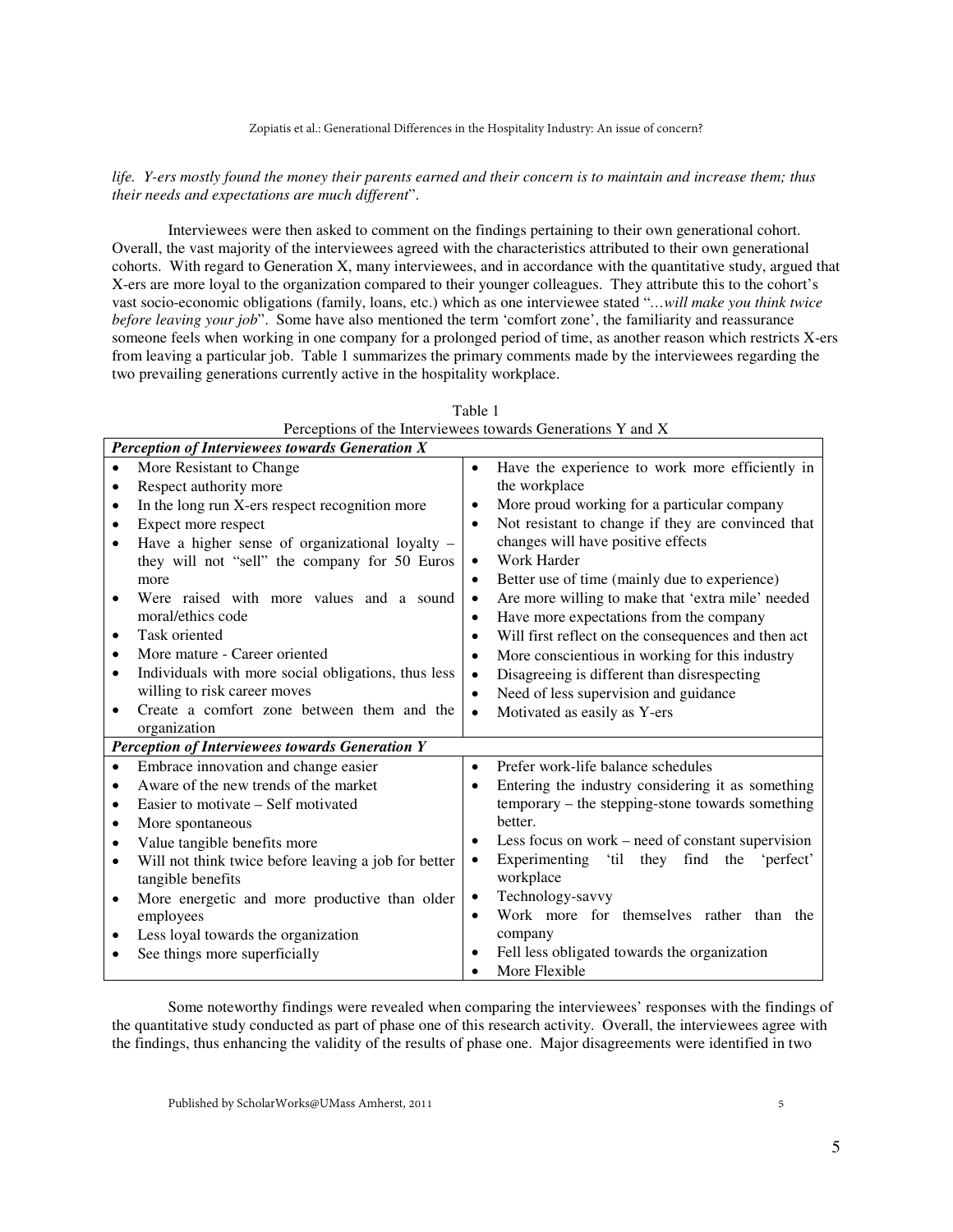*life. Y-ers mostly found the money their parents earned and their concern is to maintain and increase them; thus their needs and expectations are much different*".

Interviewees were then asked to comment on the findings pertaining to their own generational cohort. Overall, the vast majority of the interviewees agreed with the characteristics attributed to their own generational cohorts. With regard to Generation X, many interviewees, and in accordance with the quantitative study, argued that X-ers are more loyal to the organization compared to their younger colleagues. They attribute this to the cohort's vast socio-economic obligations (family, loans, etc.) which as one interviewee stated "*…will make you think twice before leaving your job*". Some have also mentioned the term 'comfort zone', the familiarity and reassurance someone feels when working in one company for a prolonged period of time, as another reason which restricts X-ers from leaving a particular job. Table 1 summarizes the primary comments made by the interviewees regarding the two prevailing generations currently active in the hospitality workplace.

Table 1
Perceptions of the Interviewees towards Generations Y and X

| ***Perception of Interviewees towards Generation X*** | |
|---|---|
| • More Resistant to Change<br>• Respect authority more<br>• In the long run X-ers respect recognition more<br>• Expect more respect<br>• Have a higher sense of organizational loyalty – they will not "sell" the company for 50 Euros more<br>• Were raised with more values and a sound moral/ethics code<br>• Task oriented<br>• More mature - Career oriented<br>• Individuals with more social obligations, thus less willing to risk career moves<br>• Create a comfort zone between them and the organization | • Have the experience to work more efficiently in the workplace<br>• More proud working for a particular company<br>• Not resistant to change if they are convinced that changes will have positive effects<br>• Work Harder<br>• Better use of time (mainly due to experience)<br>• Are more willing to make that 'extra mile' needed<br>• Have more expectations from the company<br>• Will first reflect on the consequences and then act<br>• More conscientious in working for this industry<br>• Disagreeing is different than disrespecting<br>• Need of less supervision and guidance<br>• Motivated as easily as Y-ers |
| ***Perception of Interviewees towards Generation Y*** | |
| • Embrace innovation and change easier<br>• Aware of the new trends of the market<br>• Easier to motivate – Self motivated<br>• More spontaneous<br>• Value tangible benefits more<br>• Will not think twice before leaving a job for better tangible benefits<br>• More energetic and more productive than older employees<br>• Less loyal towards the organization<br>• See things more superficially | • Prefer work-life balance schedules<br>• Entering the industry considering it as something temporary – the stepping-stone towards something better.<br>• Less focus on work – need of constant supervision<br>• Experimenting 'til they find the 'perfect' workplace<br>• Technology-savvy<br>• Work more for themselves rather than the company<br>• Fell less obligated towards the organization<br>• More Flexible |

Some noteworthy findings were revealed when comparing the interviewees' responses with the findings of the quantitative study conducted as part of phase one of this research activity. Overall, the interviewees agree with the findings, thus enhancing the validity of the results of phase one. Major disagreements were identified in two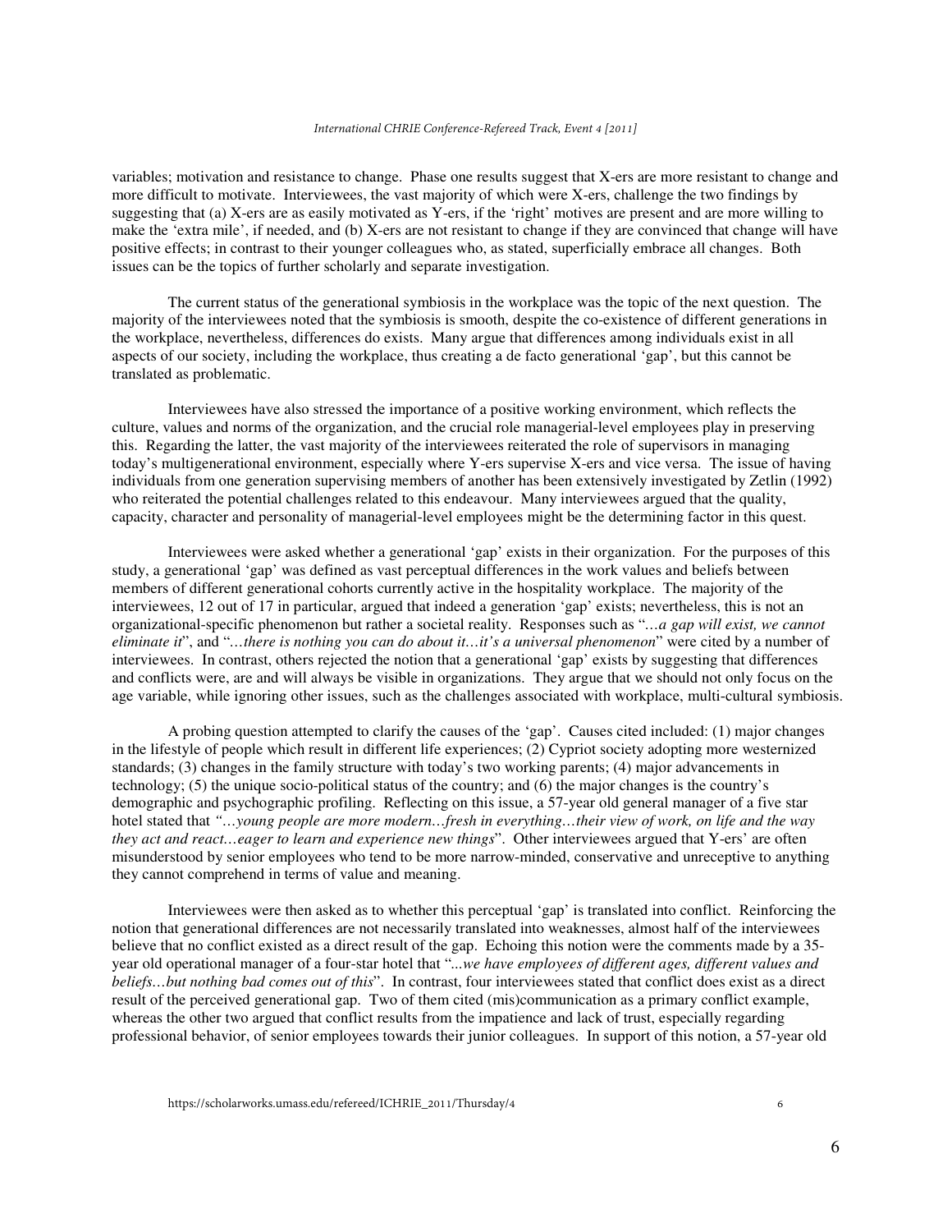variables; motivation and resistance to change. Phase one results suggest that X-ers are more resistant to change and more difficult to motivate. Interviewees, the vast majority of which were X-ers, challenge the two findings by suggesting that (a) X-ers are as easily motivated as Y-ers, if the 'right' motives are present and are more willing to make the 'extra mile', if needed, and (b) X-ers are not resistant to change if they are convinced that change will have positive effects; in contrast to their younger colleagues who, as stated, superficially embrace all changes. Both issues can be the topics of further scholarly and separate investigation.

The current status of the generational symbiosis in the workplace was the topic of the next question. The majority of the interviewees noted that the symbiosis is smooth, despite the co-existence of different generations in the workplace, nevertheless, differences do exists. Many argue that differences among individuals exist in all aspects of our society, including the workplace, thus creating a de facto generational 'gap', but this cannot be translated as problematic.

Interviewees have also stressed the importance of a positive working environment, which reflects the culture, values and norms of the organization, and the crucial role managerial-level employees play in preserving this. Regarding the latter, the vast majority of the interviewees reiterated the role of supervisors in managing today's multigenerational environment, especially where Y-ers supervise X-ers and vice versa. The issue of having individuals from one generation supervising members of another has been extensively investigated by Zetlin (1992) who reiterated the potential challenges related to this endeavour. Many interviewees argued that the quality, capacity, character and personality of managerial-level employees might be the determining factor in this quest.

Interviewees were asked whether a generational 'gap' exists in their organization. For the purposes of this study, a generational 'gap' was defined as vast perceptual differences in the work values and beliefs between members of different generational cohorts currently active in the hospitality workplace. The majority of the interviewees, 12 out of 17 in particular, argued that indeed a generation 'gap' exists; nevertheless, this is not an organizational-specific phenomenon but rather a societal reality. Responses such as "*…a gap will exist, we cannot eliminate it*", and "*…there is nothing you can do about it…it's a universal phenomenon*" were cited by a number of interviewees. In contrast, others rejected the notion that a generational 'gap' exists by suggesting that differences and conflicts were, are and will always be visible in organizations. They argue that we should not only focus on the age variable, while ignoring other issues, such as the challenges associated with workplace, multi-cultural symbiosis.

A probing question attempted to clarify the causes of the 'gap'. Causes cited included: (1) major changes in the lifestyle of people which result in different life experiences; (2) Cypriot society adopting more westernized standards; (3) changes in the family structure with today's two working parents; (4) major advancements in technology; (5) the unique socio-political status of the country; and (6) the major changes is the country's demographic and psychographic profiling. Reflecting on this issue, a 57-year old general manager of a five star hotel stated that *"…young people are more modern…fresh in everything…their view of work, on life and the way they act and react…eager to learn and experience new things*". Other interviewees argued that Y-ers' are often misunderstood by senior employees who tend to be more narrow-minded, conservative and unreceptive to anything they cannot comprehend in terms of value and meaning.

Interviewees were then asked as to whether this perceptual 'gap' is translated into conflict. Reinforcing the notion that generational differences are not necessarily translated into weaknesses, almost half of the interviewees believe that no conflict existed as a direct result of the gap. Echoing this notion were the comments made by a 35-year old operational manager of a four-star hotel that "*...we have employees of different ages, different values and beliefs…but nothing bad comes out of this*". In contrast, four interviewees stated that conflict does exist as a direct result of the perceived generational gap. Two of them cited (mis)communication as a primary conflict example, whereas the other two argued that conflict results from the impatience and lack of trust, especially regarding professional behavior, of senior employees towards their junior colleagues. In support of this notion, a 57-year old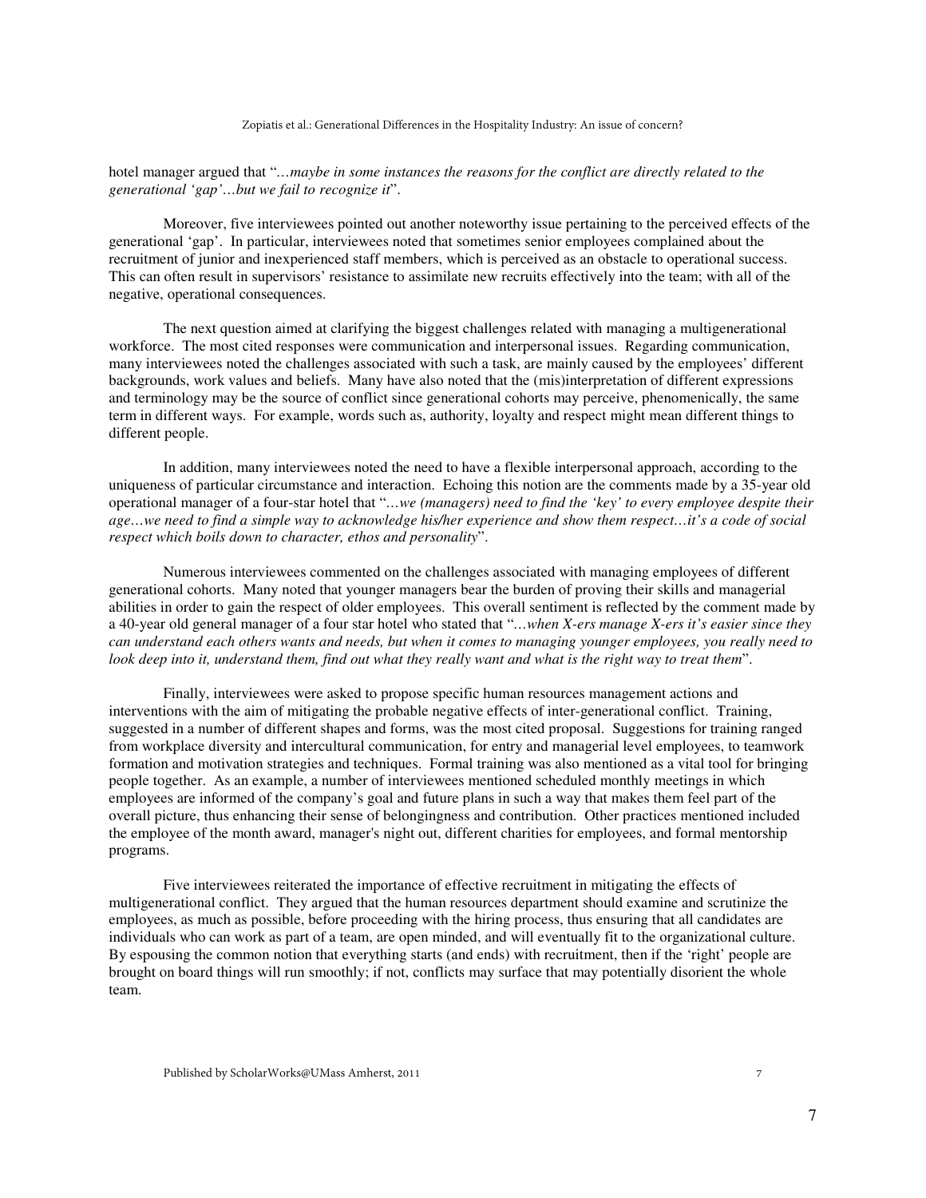hotel manager argued that "*…maybe in some instances the reasons for the conflict are directly related to the generational 'gap'…but we fail to recognize it*".

Moreover, five interviewees pointed out another noteworthy issue pertaining to the perceived effects of the generational 'gap'. In particular, interviewees noted that sometimes senior employees complained about the recruitment of junior and inexperienced staff members, which is perceived as an obstacle to operational success. This can often result in supervisors' resistance to assimilate new recruits effectively into the team; with all of the negative, operational consequences.

The next question aimed at clarifying the biggest challenges related with managing a multigenerational workforce. The most cited responses were communication and interpersonal issues. Regarding communication, many interviewees noted the challenges associated with such a task, are mainly caused by the employees' different backgrounds, work values and beliefs. Many have also noted that the (mis)interpretation of different expressions and terminology may be the source of conflict since generational cohorts may perceive, phenomenically, the same term in different ways. For example, words such as, authority, loyalty and respect might mean different things to different people.

In addition, many interviewees noted the need to have a flexible interpersonal approach, according to the uniqueness of particular circumstance and interaction. Echoing this notion are the comments made by a 35-year old operational manager of a four-star hotel that "*…we (managers) need to find the 'key' to every employee despite their age…we need to find a simple way to acknowledge his/her experience and show them respect…it's a code of social respect which boils down to character, ethos and personality*".

Numerous interviewees commented on the challenges associated with managing employees of different generational cohorts. Many noted that younger managers bear the burden of proving their skills and managerial abilities in order to gain the respect of older employees. This overall sentiment is reflected by the comment made by a 40-year old general manager of a four star hotel who stated that "*…when X-ers manage X-ers it's easier since they can understand each others wants and needs, but when it comes to managing younger employees, you really need to look deep into it, understand them, find out what they really want and what is the right way to treat them*".

Finally, interviewees were asked to propose specific human resources management actions and interventions with the aim of mitigating the probable negative effects of inter-generational conflict. Training, suggested in a number of different shapes and forms, was the most cited proposal. Suggestions for training ranged from workplace diversity and intercultural communication, for entry and managerial level employees, to teamwork formation and motivation strategies and techniques. Formal training was also mentioned as a vital tool for bringing people together. As an example, a number of interviewees mentioned scheduled monthly meetings in which employees are informed of the company's goal and future plans in such a way that makes them feel part of the overall picture, thus enhancing their sense of belongingness and contribution. Other practices mentioned included the employee of the month award, manager's night out, different charities for employees, and formal mentorship programs.

Five interviewees reiterated the importance of effective recruitment in mitigating the effects of multigenerational conflict. They argued that the human resources department should examine and scrutinize the employees, as much as possible, before proceeding with the hiring process, thus ensuring that all candidates are individuals who can work as part of a team, are open minded, and will eventually fit to the organizational culture. By espousing the common notion that everything starts (and ends) with recruitment, then if the 'right' people are brought on board things will run smoothly; if not, conflicts may surface that may potentially disorient the whole team.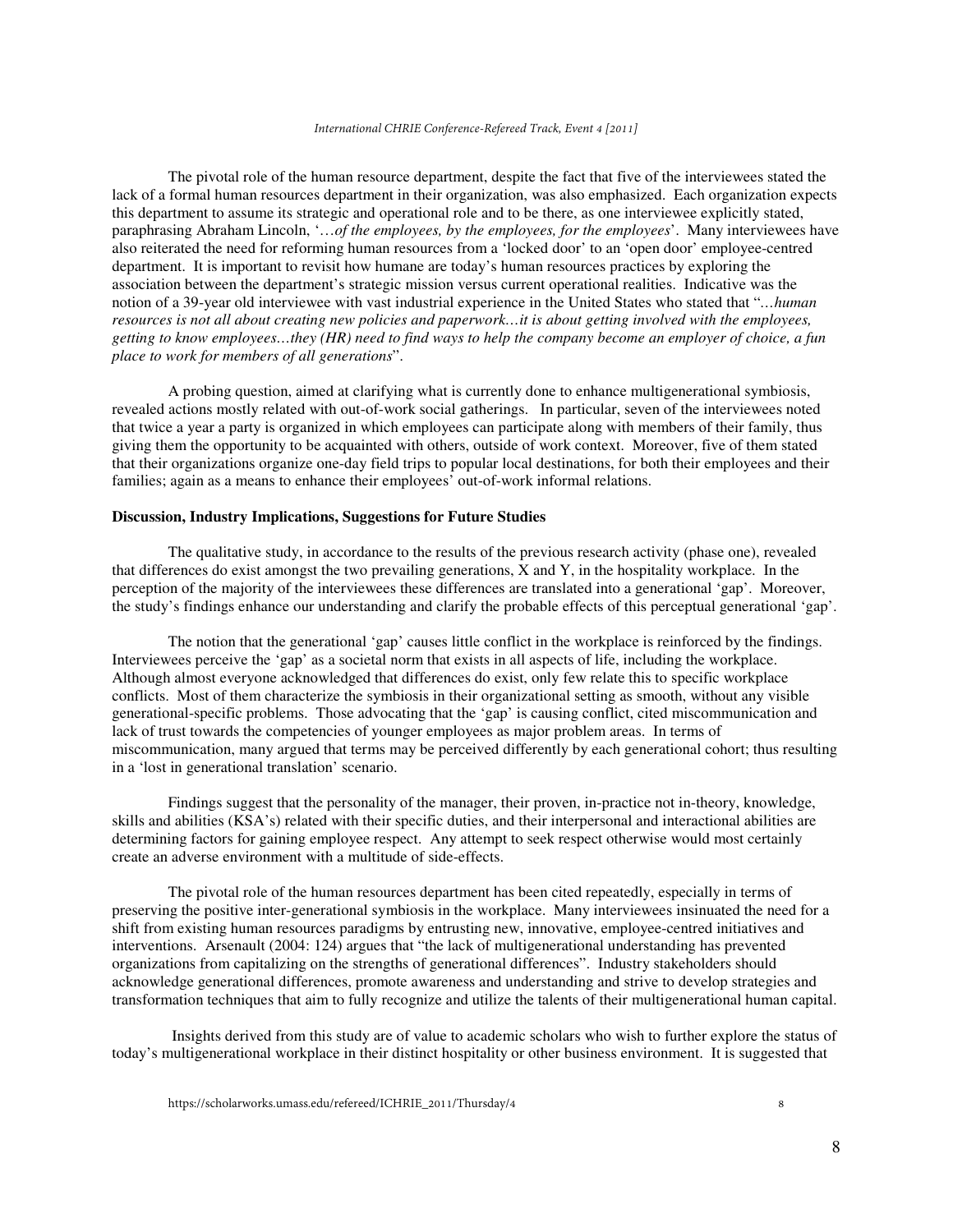The pivotal role of the human resource department, despite the fact that five of the interviewees stated the lack of a formal human resources department in their organization, was also emphasized. Each organization expects this department to assume its strategic and operational role and to be there, as one interviewee explicitly stated, paraphrasing Abraham Lincoln, '…*of the employees, by the employees, for the employees*'. Many interviewees have also reiterated the need for reforming human resources from a 'locked door' to an 'open door' employee-centred department. It is important to revisit how humane are today's human resources practices by exploring the association between the department's strategic mission versus current operational realities. Indicative was the notion of a 39-year old interviewee with vast industrial experience in the United States who stated that "…*human resources is not all about creating new policies and paperwork…it is about getting involved with the employees, getting to know employees…they (HR) need to find ways to help the company become an employer of choice, a fun place to work for members of all generations*".

A probing question, aimed at clarifying what is currently done to enhance multigenerational symbiosis, revealed actions mostly related with out-of-work social gatherings. In particular, seven of the interviewees noted that twice a year a party is organized in which employees can participate along with members of their family, thus giving them the opportunity to be acquainted with others, outside of work context. Moreover, five of them stated that their organizations organize one-day field trips to popular local destinations, for both their employees and their families; again as a means to enhance their employees' out-of-work informal relations.

**Discussion, Industry Implications, Suggestions for Future Studies**

The qualitative study, in accordance to the results of the previous research activity (phase one), revealed that differences do exist amongst the two prevailing generations, X and Y, in the hospitality workplace. In the perception of the majority of the interviewees these differences are translated into a generational 'gap'. Moreover, the study's findings enhance our understanding and clarify the probable effects of this perceptual generational 'gap'.

The notion that the generational 'gap' causes little conflict in the workplace is reinforced by the findings. Interviewees perceive the 'gap' as a societal norm that exists in all aspects of life, including the workplace. Although almost everyone acknowledged that differences do exist, only few relate this to specific workplace conflicts. Most of them characterize the symbiosis in their organizational setting as smooth, without any visible generational-specific problems. Those advocating that the 'gap' is causing conflict, cited miscommunication and lack of trust towards the competencies of younger employees as major problem areas. In terms of miscommunication, many argued that terms may be perceived differently by each generational cohort; thus resulting in a 'lost in generational translation' scenario.

Findings suggest that the personality of the manager, their proven, in-practice not in-theory, knowledge, skills and abilities (KSA's) related with their specific duties, and their interpersonal and interactional abilities are determining factors for gaining employee respect. Any attempt to seek respect otherwise would most certainly create an adverse environment with a multitude of side-effects.

The pivotal role of the human resources department has been cited repeatedly, especially in terms of preserving the positive inter-generational symbiosis in the workplace. Many interviewees insinuated the need for a shift from existing human resources paradigms by entrusting new, innovative, employee-centred initiatives and interventions. Arsenault (2004: 124) argues that "the lack of multigenerational understanding has prevented organizations from capitalizing on the strengths of generational differences". Industry stakeholders should acknowledge generational differences, promote awareness and understanding and strive to develop strategies and transformation techniques that aim to fully recognize and utilize the talents of their multigenerational human capital.

Insights derived from this study are of value to academic scholars who wish to further explore the status of today's multigenerational workplace in their distinct hospitality or other business environment. It is suggested that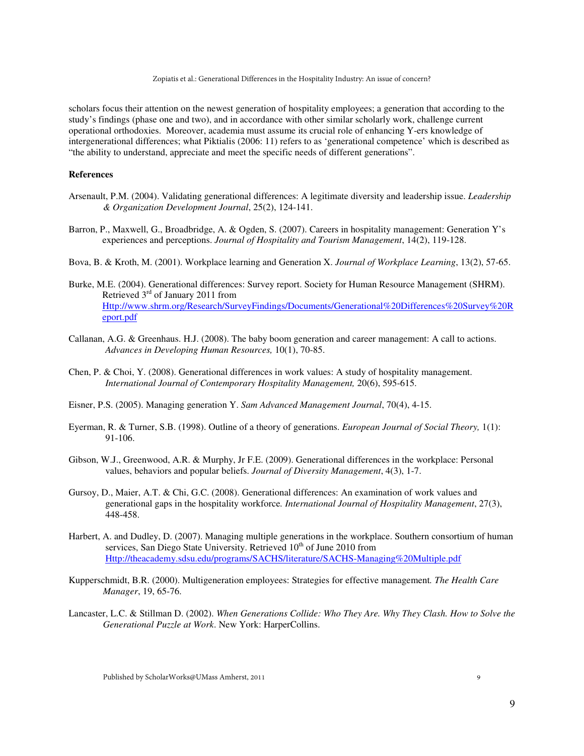scholars focus their attention on the newest generation of hospitality employees; a generation that according to the study's findings (phase one and two), and in accordance with other similar scholarly work, challenge current operational orthodoxies. Moreover, academia must assume its crucial role of enhancing Y-ers knowledge of intergenerational differences; what Piktialis (2006: 11) refers to as 'generational competence' which is described as "the ability to understand, appreciate and meet the specific needs of different generations".

**References**

Arsenault, P.M. (2004). Validating generational differences: A legitimate diversity and leadership issue. *Leadership & Organization Development Journal*, 25(2), 124-141.

Barron, P., Maxwell, G., Broadbridge, A. & Ogden, S. (2007). Careers in hospitality management: Generation Y's experiences and perceptions. *Journal of Hospitality and Tourism Management*, 14(2), 119-128.

Bova, B. & Kroth, M. (2001). Workplace learning and Generation X. *Journal of Workplace Learning*, 13(2), 57-65.

Burke, M.E. (2004). Generational differences: Survey report. Society for Human Resource Management (SHRM). Retrieved 3rd of January 2011 from Http://www.shrm.org/Research/SurveyFindings/Documents/Generational%20Differences%20Survey%20Report.pdf

Callanan, A.G. & Greenhaus. H.J. (2008). The baby boom generation and career management: A call to actions. *Advances in Developing Human Resources,* 10(1), 70-85.

Chen, P. & Choi, Y. (2008). Generational differences in work values: A study of hospitality management. *International Journal of Contemporary Hospitality Management,* 20(6), 595-615.

Eisner, P.S. (2005). Managing generation Y. *Sam Advanced Management Journal*, 70(4), 4-15.

Eyerman, R. & Turner, S.B. (1998). Outline of a theory of generations. *European Journal of Social Theory,* 1(1): 91-106.

Gibson, W.J., Greenwood, A.R. & Murphy, Jr F.E. (2009). Generational differences in the workplace: Personal values, behaviors and popular beliefs. *Journal of Diversity Management*, 4(3), 1-7.

Gursoy, D., Maier, A.T. & Chi, G.C. (2008). Generational differences: An examination of work values and generational gaps in the hospitality workforce*. International Journal of Hospitality Management*, 27(3), 448-458.

Harbert, A. and Dudley, D. (2007). Managing multiple generations in the workplace. Southern consortium of human services, San Diego State University. Retrieved 10th of June 2010 from Http://theacademy.sdsu.edu/programs/SACHS/literature/SACHS-Managing%20Multiple.pdf

Kupperschmidt, B.R. (2000). Multigeneration employees: Strategies for effective management*. The Health Care Manager*, 19, 65-76.

Lancaster, L.C. & Stillman D. (2002). *When Generations Collide: Who They Are. Why They Clash. How to Solve the Generational Puzzle at Work*. New York: HarperCollins.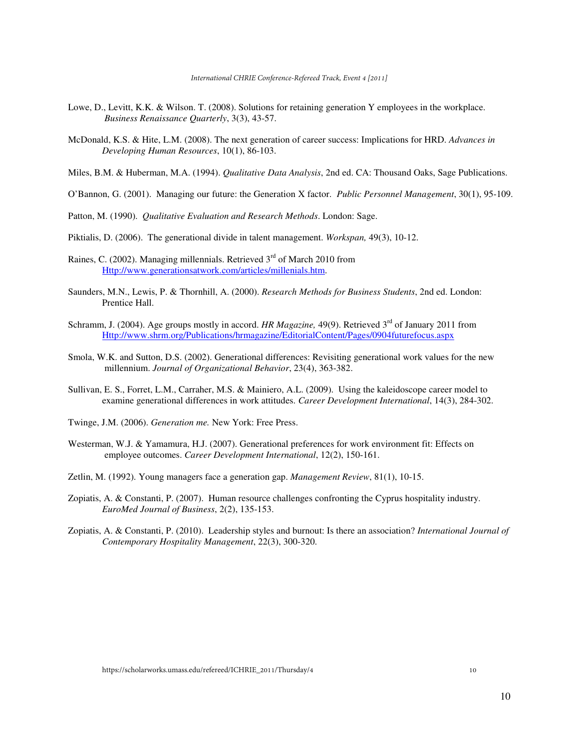Lowe, D., Levitt, K.K. & Wilson. T. (2008). Solutions for retaining generation Y employees in the workplace. *Business Renaissance Quarterly*, 3(3), 43-57.

McDonald, K.S. & Hite, L.M. (2008). The next generation of career success: Implications for HRD. *Advances in Developing Human Resources*, 10(1), 86-103.

Miles, B.M. & Huberman, M.A. (1994). *Qualitative Data Analysis*, 2nd ed. CA: Thousand Oaks, Sage Publications.

O'Bannon, G. (2001). Managing our future: the Generation X factor. *Public Personnel Management*, 30(1), 95-109.

Patton, M. (1990). *Qualitative Evaluation and Research Methods*. London: Sage.

Piktialis, D. (2006). The generational divide in talent management. *Workspan,* 49(3), 10-12.

Raines, C. (2002). Managing millennials. Retrieved 3rd of March 2010 from Http://www.generationsatwork.com/articles/millenials.htm.

Saunders, M.N., Lewis, P. & Thornhill, A. (2000). *Research Methods for Business Students*, 2nd ed. London: Prentice Hall.

Schramm, J. (2004). Age groups mostly in accord. *HR Magazine,* 49(9). Retrieved 3rd of January 2011 from Http://www.shrm.org/Publications/hrmagazine/EditorialContent/Pages/0904futurefocus.aspx

Smola, W.K. and Sutton, D.S. (2002). Generational differences: Revisiting generational work values for the new millennium. *Journal of Organizational Behavior*, 23(4), 363-382.

Sullivan, E. S., Forret, L.M., Carraher, M.S. & Mainiero, A.L. (2009). Using the kaleidoscope career model to examine generational differences in work attitudes. *Career Development International*, 14(3), 284-302.

Twinge, J.M. (2006). *Generation me.* New York: Free Press.

Westerman, W.J. & Yamamura, H.J. (2007). Generational preferences for work environment fit: Effects on employee outcomes. *Career Development International*, 12(2), 150-161.

Zetlin, M. (1992). Young managers face a generation gap. *Management Review*, 81(1), 10-15.

Zopiatis, A. & Constanti, P. (2007). Human resource challenges confronting the Cyprus hospitality industry. *EuroMed Journal of Business*, 2(2), 135-153.

Zopiatis, A. & Constanti, P. (2010). Leadership styles and burnout: Is there an association? *International Journal of Contemporary Hospitality Management*, 22(3), 300-320.